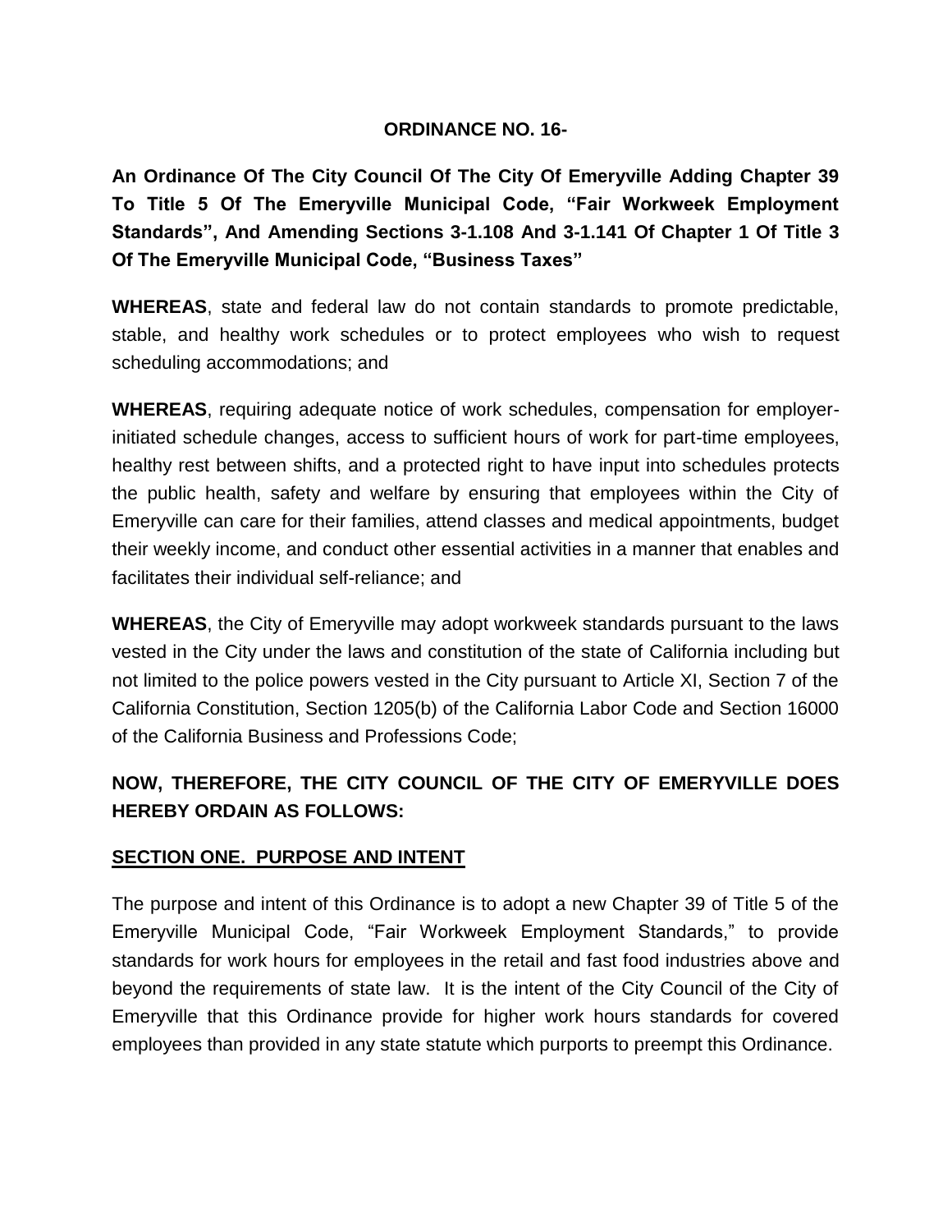# ORDINANCE NO. 16-

**An Ordinance Of The City Council Of The City Of Emeryville Adding Chapter 39 To Title 5 Of The Emeryville Municipal Code, "Fair Workweek Employment Standards", And Amending Sections 3-1.108 And 3-1.141 Of Chapter 1 Of Title 3 Of The Emeryville Municipal Code, "Business Taxes"**

**WHEREAS**, state and federal law do not contain standards to promote predictable, stable, and healthy work schedules or to protect employees who wish to request scheduling accommodations; and

**WHEREAS**, requiring adequate notice of work schedules, compensation for employer-initiated schedule changes, access to sufficient hours of work for part-time employees, healthy rest between shifts, and a protected right to have input into schedules protects the public health, safety and welfare by ensuring that employees within the City of Emeryville can care for their families, attend classes and medical appointments, budget their weekly income, and conduct other essential activities in a manner that enables and facilitates their individual self-reliance; and

**WHEREAS**, the City of Emeryville may adopt workweek standards pursuant to the laws vested in the City under the laws and constitution of the state of California including but not limited to the police powers vested in the City pursuant to Article XI, Section 7 of the California Constitution, Section 1205(b) of the California Labor Code and Section 16000 of the California Business and Professions Code;

**NOW, THEREFORE, THE CITY COUNCIL OF THE CITY OF EMERYVILLE DOES HEREBY ORDAIN AS FOLLOWS:**

## SECTION ONE. PURPOSE AND INTENT

The purpose and intent of this Ordinance is to adopt a new Chapter 39 of Title 5 of the Emeryville Municipal Code, "Fair Workweek Employment Standards," to provide standards for work hours for employees in the retail and fast food industries above and beyond the requirements of state law. It is the intent of the City Council of the City of Emeryville that this Ordinance provide for higher work hours standards for covered employees than provided in any state statute which purports to preempt this Ordinance.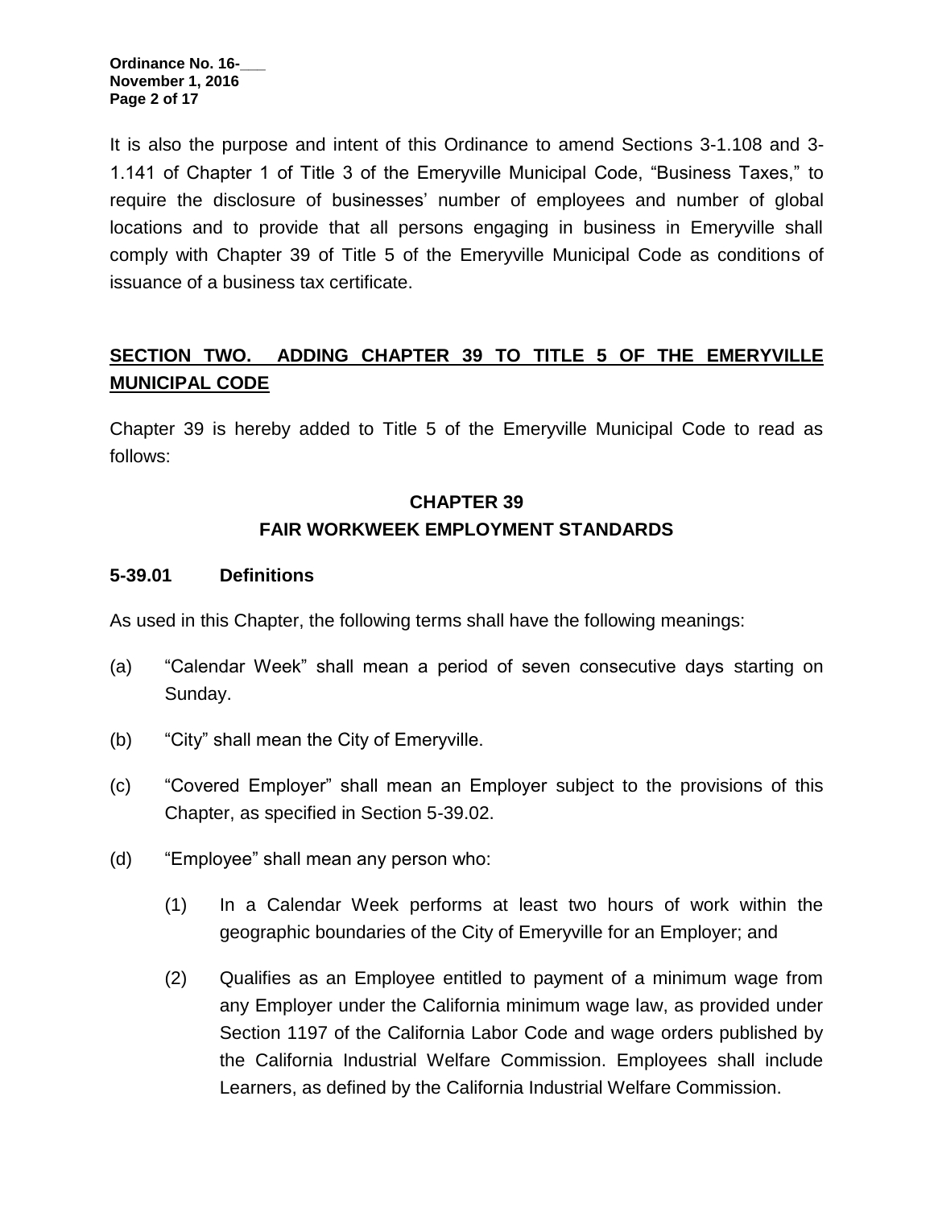It is also the purpose and intent of this Ordinance to amend Sections 3-1.108 and 3-1.141 of Chapter 1 of Title 3 of the Emeryville Municipal Code, "Business Taxes," to require the disclosure of businesses' number of employees and number of global locations and to provide that all persons engaging in business in Emeryville shall comply with Chapter 39 of Title 5 of the Emeryville Municipal Code as conditions of issuance of a business tax certificate.

## **SECTION TWO. ADDING CHAPTER 39 TO TITLE 5 OF THE EMERYVILLE MUNICIPAL CODE**

Chapter 39 is hereby added to Title 5 of the Emeryville Municipal Code to read as follows:

## CHAPTER 39
## FAIR WORKWEEK EMPLOYMENT STANDARDS

### 5-39.01 Definitions

As used in this Chapter, the following terms shall have the following meanings:

(a) "Calendar Week" shall mean a period of seven consecutive days starting on Sunday.

(b) "City" shall mean the City of Emeryville.

(c) "Covered Employer" shall mean an Employer subject to the provisions of this Chapter, as specified in Section 5-39.02.

(d) "Employee" shall mean any person who:

  (1) In a Calendar Week performs at least two hours of work within the geographic boundaries of the City of Emeryville for an Employer; and

  (2) Qualifies as an Employee entitled to payment of a minimum wage from any Employer under the California minimum wage law, as provided under Section 1197 of the California Labor Code and wage orders published by the California Industrial Welfare Commission. Employees shall include Learners, as defined by the California Industrial Welfare Commission.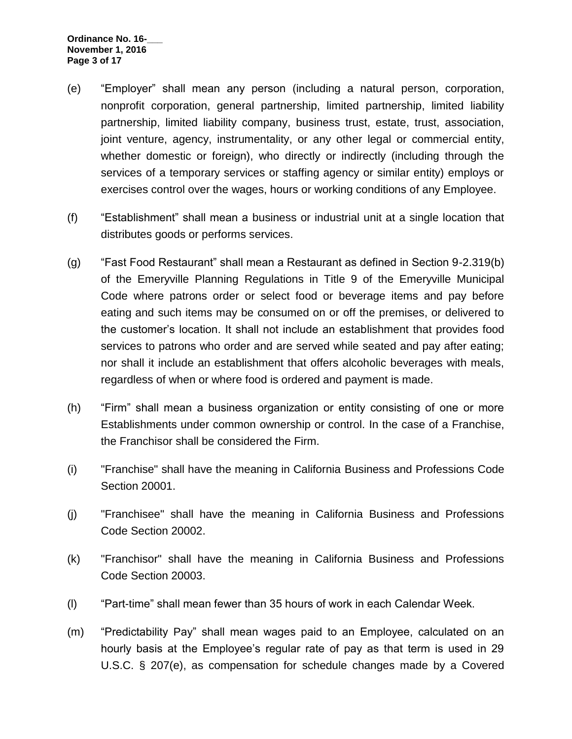(e) "Employer" shall mean any person (including a natural person, corporation, nonprofit corporation, general partnership, limited partnership, limited liability partnership, limited liability company, business trust, estate, trust, association, joint venture, agency, instrumentality, or any other legal or commercial entity, whether domestic or foreign), who directly or indirectly (including through the services of a temporary services or staffing agency or similar entity) employs or exercises control over the wages, hours or working conditions of any Employee.

(f) "Establishment" shall mean a business or industrial unit at a single location that distributes goods or performs services.

(g) "Fast Food Restaurant" shall mean a Restaurant as defined in Section 9-2.319(b) of the Emeryville Planning Regulations in Title 9 of the Emeryville Municipal Code where patrons order or select food or beverage items and pay before eating and such items may be consumed on or off the premises, or delivered to the customer's location. It shall not include an establishment that provides food services to patrons who order and are served while seated and pay after eating; nor shall it include an establishment that offers alcoholic beverages with meals, regardless of when or where food is ordered and payment is made.

(h) "Firm" shall mean a business organization or entity consisting of one or more Establishments under common ownership or control. In the case of a Franchise, the Franchisor shall be considered the Firm.

(i) "Franchise" shall have the meaning in California Business and Professions Code Section 20001.

(j) "Franchisee" shall have the meaning in California Business and Professions Code Section 20002.

(k) "Franchisor" shall have the meaning in California Business and Professions Code Section 20003.

(l) "Part-time" shall mean fewer than 35 hours of work in each Calendar Week.

(m) "Predictability Pay" shall mean wages paid to an Employee, calculated on an hourly basis at the Employee's regular rate of pay as that term is used in 29 U.S.C. § 207(e), as compensation for schedule changes made by a Covered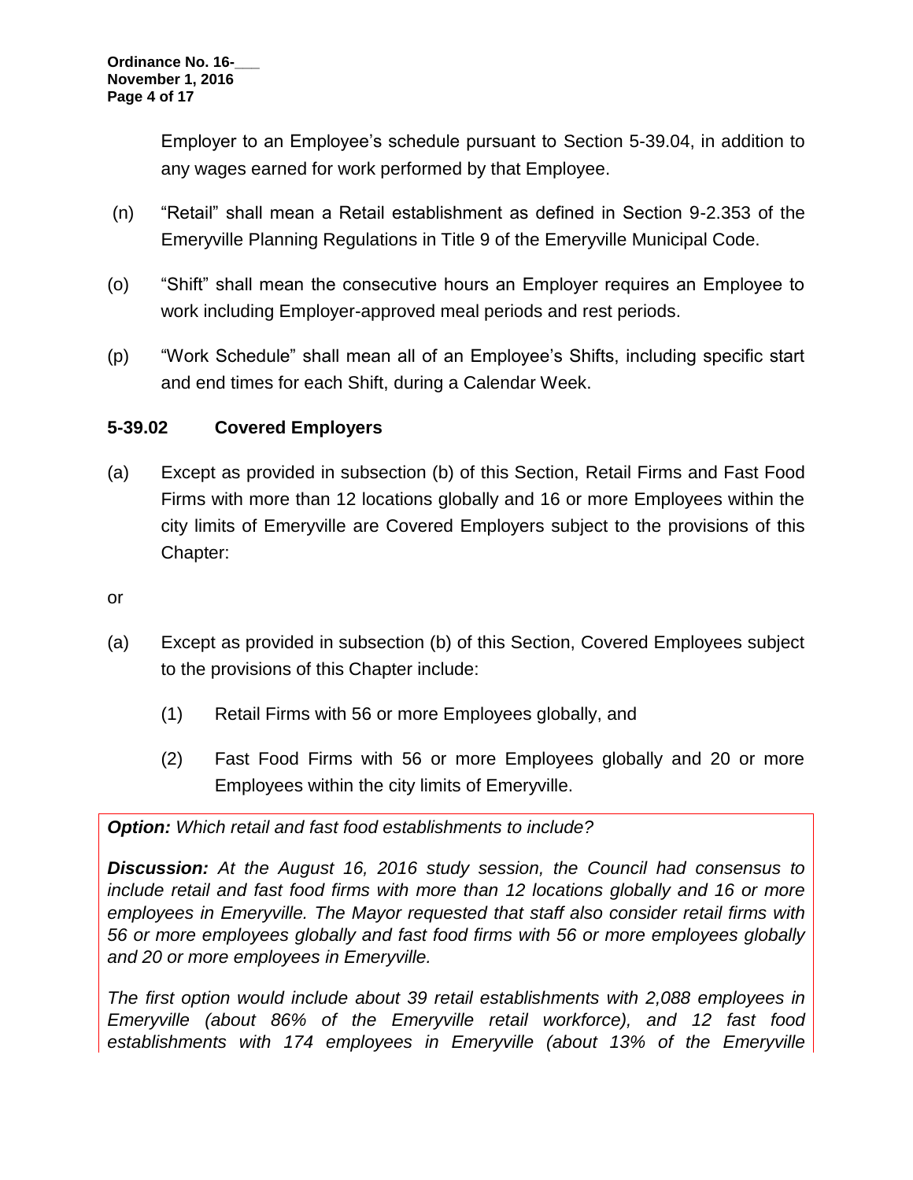Employer to an Employee's schedule pursuant to Section 5-39.04, in addition to any wages earned for work performed by that Employee.

(n) "Retail" shall mean a Retail establishment as defined in Section 9-2.353 of the Emeryville Planning Regulations in Title 9 of the Emeryville Municipal Code.

(o) "Shift" shall mean the consecutive hours an Employer requires an Employee to work including Employer-approved meal periods and rest periods.

(p) "Work Schedule" shall mean all of an Employee's Shifts, including specific start and end times for each Shift, during a Calendar Week.

### 5-39.02 Covered Employers

(a) Except as provided in subsection (b) of this Section, Retail Firms and Fast Food Firms with more than 12 locations globally and 16 or more Employees within the city limits of Emeryville are Covered Employers subject to the provisions of this Chapter:

or

(a) Except as provided in subsection (b) of this Section, Covered Employees subject to the provisions of this Chapter include:

(1) Retail Firms with 56 or more Employees globally, and

(2) Fast Food Firms with 56 or more Employees globally and 20 or more Employees within the city limits of Emeryville.

***Option:*** *Which retail and fast food establishments to include?*

***Discussion:*** *At the August 16, 2016 study session, the Council had consensus to include retail and fast food firms with more than 12 locations globally and 16 or more employees in Emeryville. The Mayor requested that staff also consider retail firms with 56 or more employees globally and fast food firms with 56 or more employees globally and 20 or more employees in Emeryville.*

*The first option would include about 39 retail establishments with 2,088 employees in Emeryville (about 86% of the Emeryville retail workforce), and 12 fast food establishments with 174 employees in Emeryville (about 13% of the Emeryville*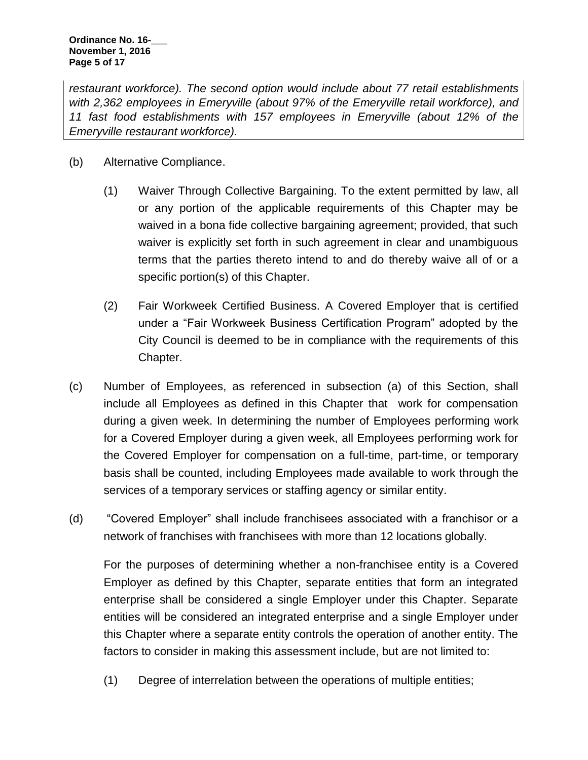*restaurant workforce). The second option would include about 77 retail establishments with 2,362 employees in Emeryville (about 97% of the Emeryville retail workforce), and 11 fast food establishments with 157 employees in Emeryville (about 12% of the Emeryville restaurant workforce).*

(b) Alternative Compliance.

(1) Waiver Through Collective Bargaining. To the extent permitted by law, all or any portion of the applicable requirements of this Chapter may be waived in a bona fide collective bargaining agreement; provided, that such waiver is explicitly set forth in such agreement in clear and unambiguous terms that the parties thereto intend to and do thereby waive all of or a specific portion(s) of this Chapter.

(2) Fair Workweek Certified Business. A Covered Employer that is certified under a "Fair Workweek Business Certification Program" adopted by the City Council is deemed to be in compliance with the requirements of this Chapter.

(c) Number of Employees, as referenced in subsection (a) of this Section, shall include all Employees as defined in this Chapter that work for compensation during a given week. In determining the number of Employees performing work for a Covered Employer during a given week, all Employees performing work for the Covered Employer for compensation on a full-time, part-time, or temporary basis shall be counted, including Employees made available to work through the services of a temporary services or staffing agency or similar entity.

(d) "Covered Employer" shall include franchisees associated with a franchisor or a network of franchises with franchisees with more than 12 locations globally.

For the purposes of determining whether a non-franchisee entity is a Covered Employer as defined by this Chapter, separate entities that form an integrated enterprise shall be considered a single Employer under this Chapter. Separate entities will be considered an integrated enterprise and a single Employer under this Chapter where a separate entity controls the operation of another entity. The factors to consider in making this assessment include, but are not limited to:

(1) Degree of interrelation between the operations of multiple entities;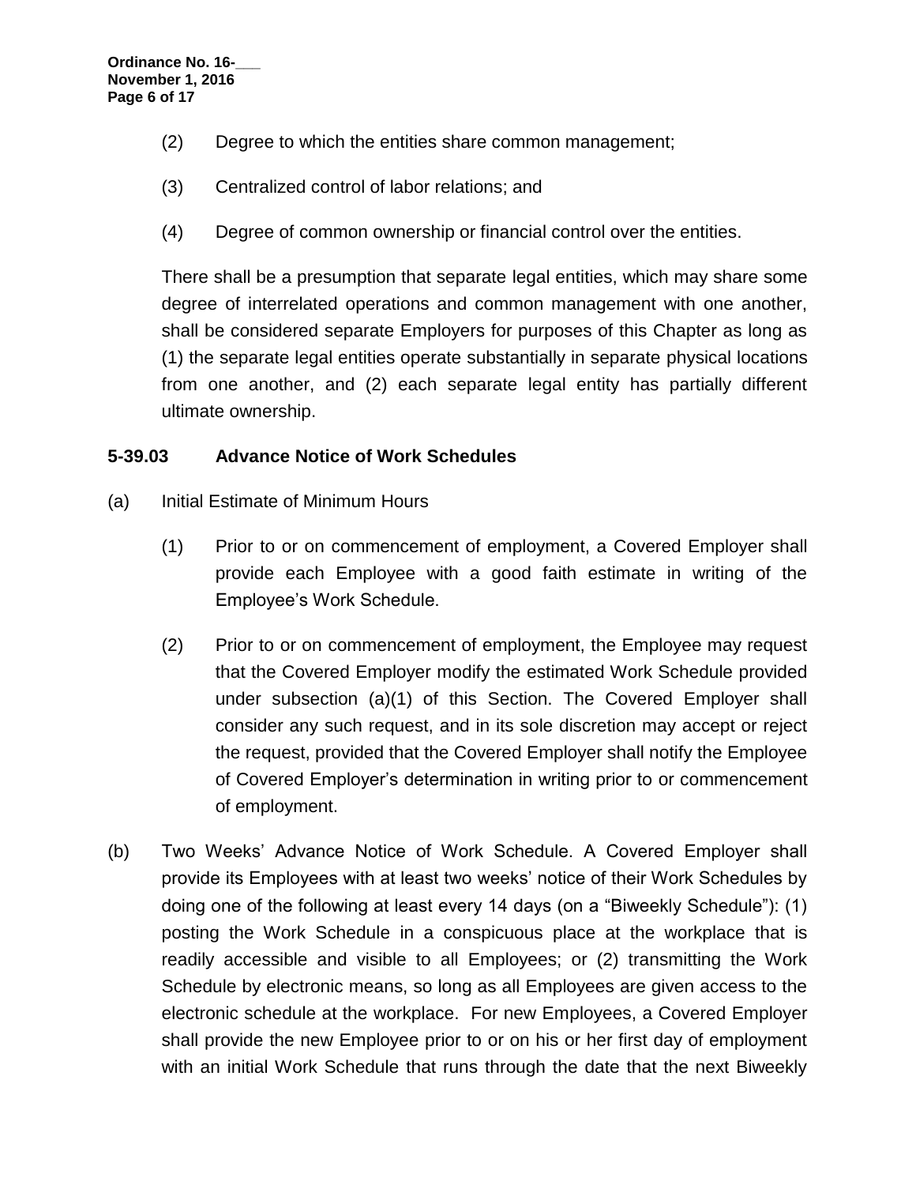(2) Degree to which the entities share common management;

(3) Centralized control of labor relations; and

(4) Degree of common ownership or financial control over the entities.

There shall be a presumption that separate legal entities, which may share some degree of interrelated operations and common management with one another, shall be considered separate Employers for purposes of this Chapter as long as (1) the separate legal entities operate substantially in separate physical locations from one another, and (2) each separate legal entity has partially different ultimate ownership.

## 5-39.03 Advance Notice of Work Schedules

(a) Initial Estimate of Minimum Hours

(1) Prior to or on commencement of employment, a Covered Employer shall provide each Employee with a good faith estimate in writing of the Employee's Work Schedule.

(2) Prior to or on commencement of employment, the Employee may request that the Covered Employer modify the estimated Work Schedule provided under subsection (a)(1) of this Section. The Covered Employer shall consider any such request, and in its sole discretion may accept or reject the request, provided that the Covered Employer shall notify the Employee of Covered Employer's determination in writing prior to or commencement of employment.

(b) Two Weeks' Advance Notice of Work Schedule. A Covered Employer shall provide its Employees with at least two weeks' notice of their Work Schedules by doing one of the following at least every 14 days (on a "Biweekly Schedule"): (1) posting the Work Schedule in a conspicuous place at the workplace that is readily accessible and visible to all Employees; or (2) transmitting the Work Schedule by electronic means, so long as all Employees are given access to the electronic schedule at the workplace. For new Employees, a Covered Employer shall provide the new Employee prior to or on his or her first day of employment with an initial Work Schedule that runs through the date that the next Biweekly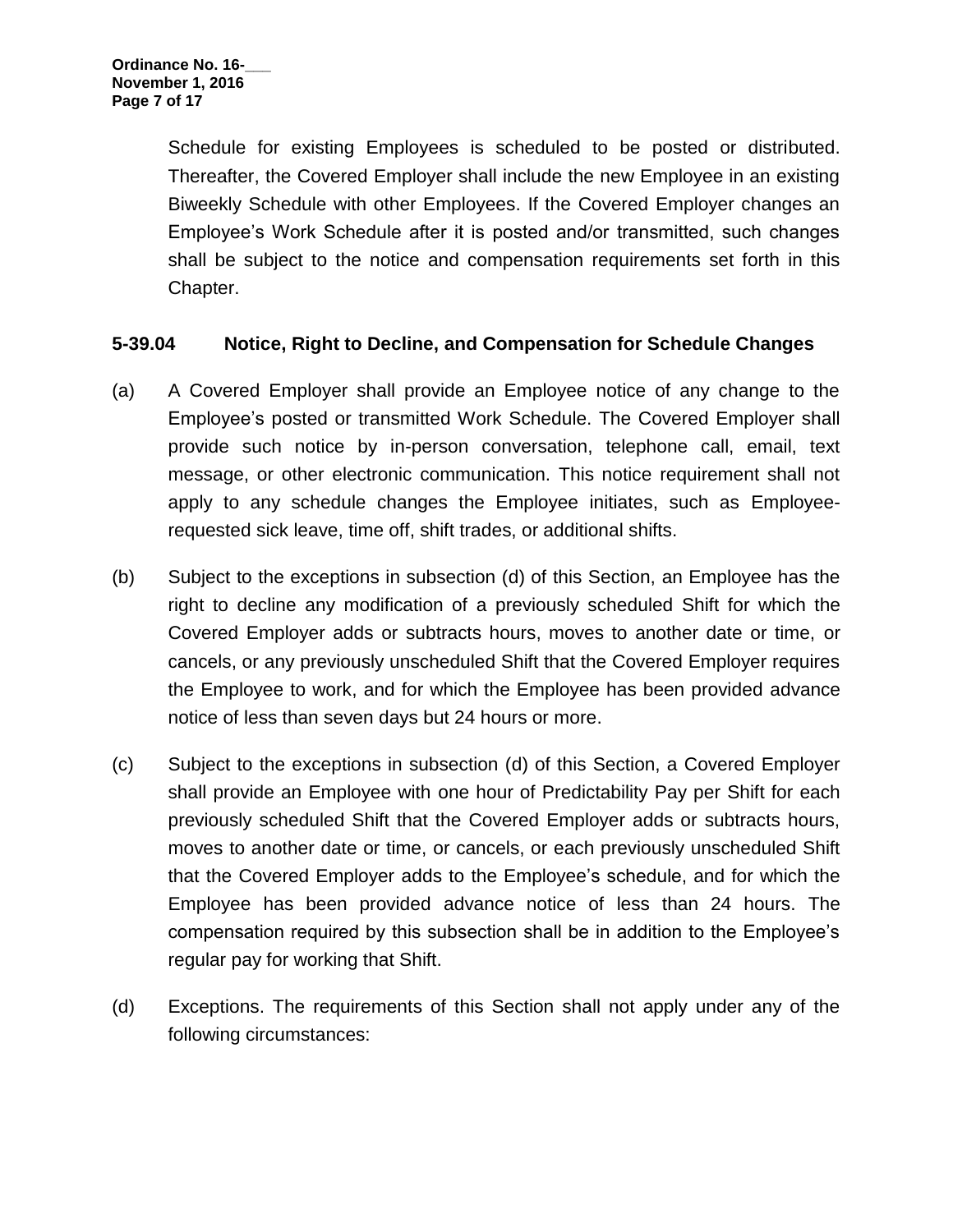Schedule for existing Employees is scheduled to be posted or distributed. Thereafter, the Covered Employer shall include the new Employee in an existing Biweekly Schedule with other Employees. If the Covered Employer changes an Employee's Work Schedule after it is posted and/or transmitted, such changes shall be subject to the notice and compensation requirements set forth in this Chapter.

### 5-39.04 Notice, Right to Decline, and Compensation for Schedule Changes

(a) A Covered Employer shall provide an Employee notice of any change to the Employee's posted or transmitted Work Schedule. The Covered Employer shall provide such notice by in-person conversation, telephone call, email, text message, or other electronic communication. This notice requirement shall not apply to any schedule changes the Employee initiates, such as Employee-requested sick leave, time off, shift trades, or additional shifts.

(b) Subject to the exceptions in subsection (d) of this Section, an Employee has the right to decline any modification of a previously scheduled Shift for which the Covered Employer adds or subtracts hours, moves to another date or time, or cancels, or any previously unscheduled Shift that the Covered Employer requires the Employee to work, and for which the Employee has been provided advance notice of less than seven days but 24 hours or more.

(c) Subject to the exceptions in subsection (d) of this Section, a Covered Employer shall provide an Employee with one hour of Predictability Pay per Shift for each previously scheduled Shift that the Covered Employer adds or subtracts hours, moves to another date or time, or cancels, or each previously unscheduled Shift that the Covered Employer adds to the Employee's schedule, and for which the Employee has been provided advance notice of less than 24 hours. The compensation required by this subsection shall be in addition to the Employee's regular pay for working that Shift.

(d) Exceptions. The requirements of this Section shall not apply under any of the following circumstances: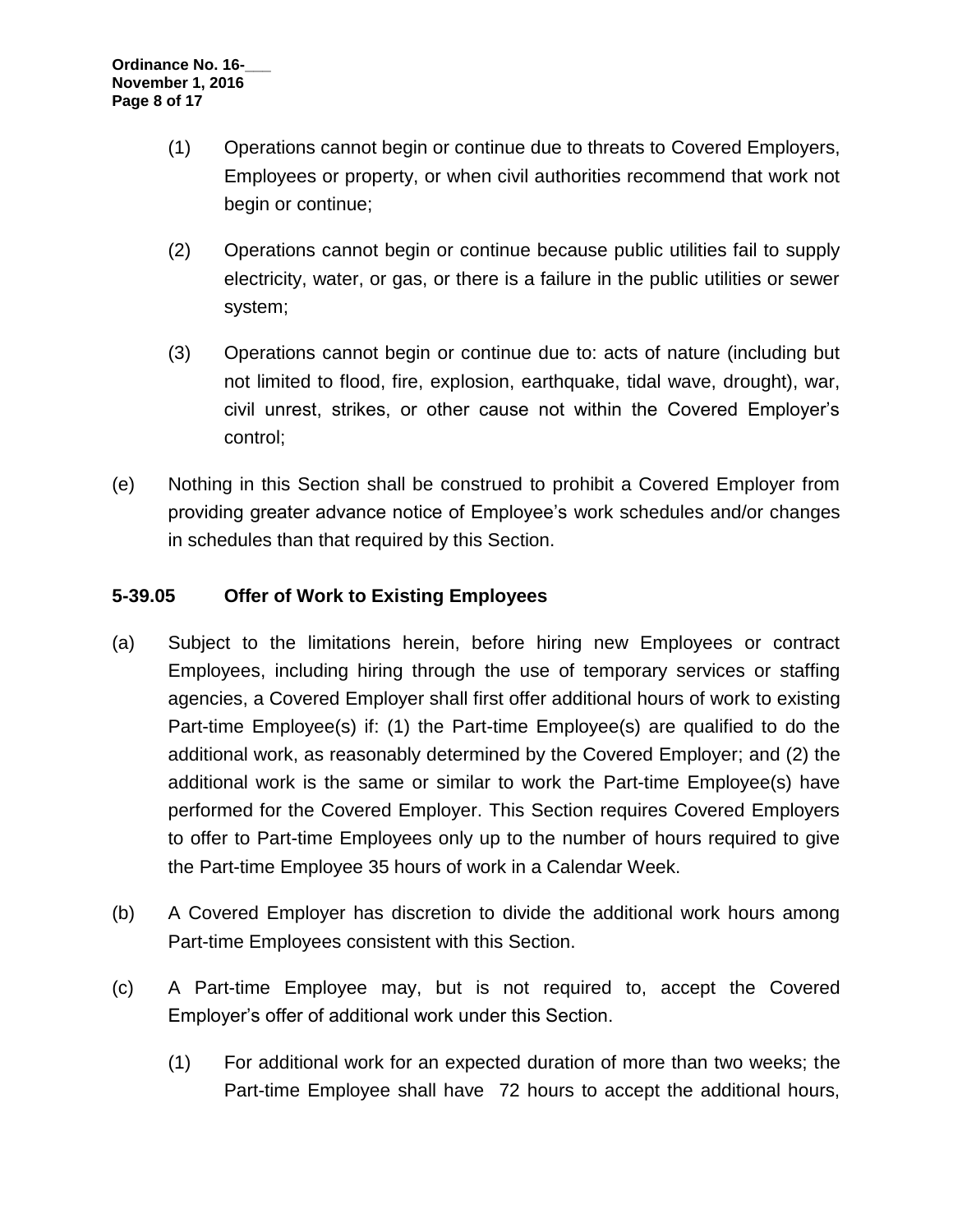(1) Operations cannot begin or continue due to threats to Covered Employers, Employees or property, or when civil authorities recommend that work not begin or continue;

(2) Operations cannot begin or continue because public utilities fail to supply electricity, water, or gas, or there is a failure in the public utilities or sewer system;

(3) Operations cannot begin or continue due to: acts of nature (including but not limited to flood, fire, explosion, earthquake, tidal wave, drought), war, civil unrest, strikes, or other cause not within the Covered Employer's control;

(e) Nothing in this Section shall be construed to prohibit a Covered Employer from providing greater advance notice of Employee's work schedules and/or changes in schedules than that required by this Section.

### 5-39.05 Offer of Work to Existing Employees

(a) Subject to the limitations herein, before hiring new Employees or contract Employees, including hiring through the use of temporary services or staffing agencies, a Covered Employer shall first offer additional hours of work to existing Part-time Employee(s) if: (1) the Part-time Employee(s) are qualified to do the additional work, as reasonably determined by the Covered Employer; and (2) the additional work is the same or similar to work the Part-time Employee(s) have performed for the Covered Employer. This Section requires Covered Employers to offer to Part-time Employees only up to the number of hours required to give the Part-time Employee 35 hours of work in a Calendar Week.

(b) A Covered Employer has discretion to divide the additional work hours among Part-time Employees consistent with this Section.

(c) A Part-time Employee may, but is not required to, accept the Covered Employer's offer of additional work under this Section.

(1) For additional work for an expected duration of more than two weeks; the Part-time Employee shall have 72 hours to accept the additional hours,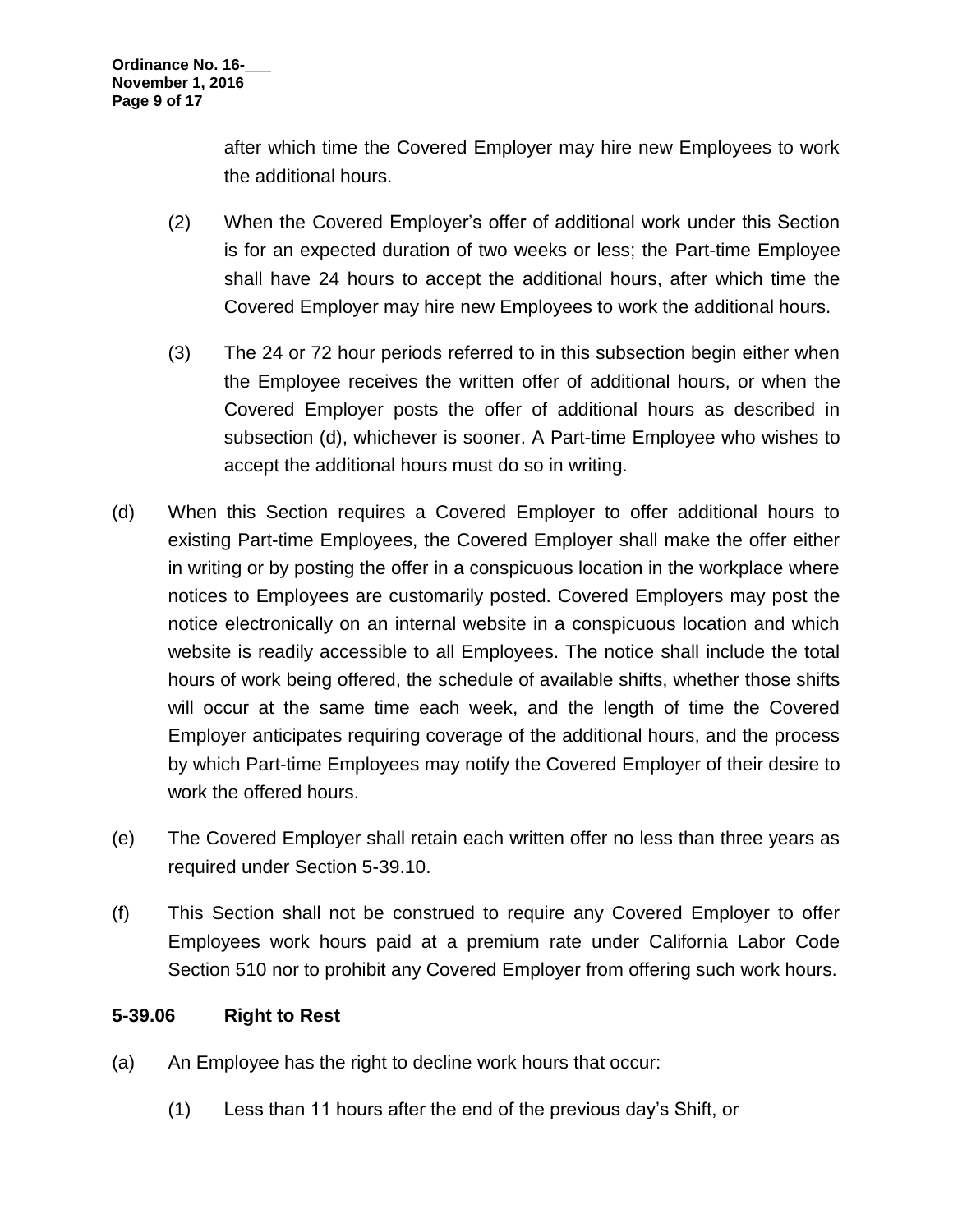after which time the Covered Employer may hire new Employees to work the additional hours.

(2) When the Covered Employer's offer of additional work under this Section is for an expected duration of two weeks or less; the Part-time Employee shall have 24 hours to accept the additional hours, after which time the Covered Employer may hire new Employees to work the additional hours.

(3) The 24 or 72 hour periods referred to in this subsection begin either when the Employee receives the written offer of additional hours, or when the Covered Employer posts the offer of additional hours as described in subsection (d), whichever is sooner. A Part-time Employee who wishes to accept the additional hours must do so in writing.

(d) When this Section requires a Covered Employer to offer additional hours to existing Part-time Employees, the Covered Employer shall make the offer either in writing or by posting the offer in a conspicuous location in the workplace where notices to Employees are customarily posted. Covered Employers may post the notice electronically on an internal website in a conspicuous location and which website is readily accessible to all Employees. The notice shall include the total hours of work being offered, the schedule of available shifts, whether those shifts will occur at the same time each week, and the length of time the Covered Employer anticipates requiring coverage of the additional hours, and the process by which Part-time Employees may notify the Covered Employer of their desire to work the offered hours.

(e) The Covered Employer shall retain each written offer no less than three years as required under Section 5-39.10.

(f) This Section shall not be construed to require any Covered Employer to offer Employees work hours paid at a premium rate under California Labor Code Section 510 nor to prohibit any Covered Employer from offering such work hours.

**5-39.06 Right to Rest**

(a) An Employee has the right to decline work hours that occur:

(1) Less than 11 hours after the end of the previous day's Shift, or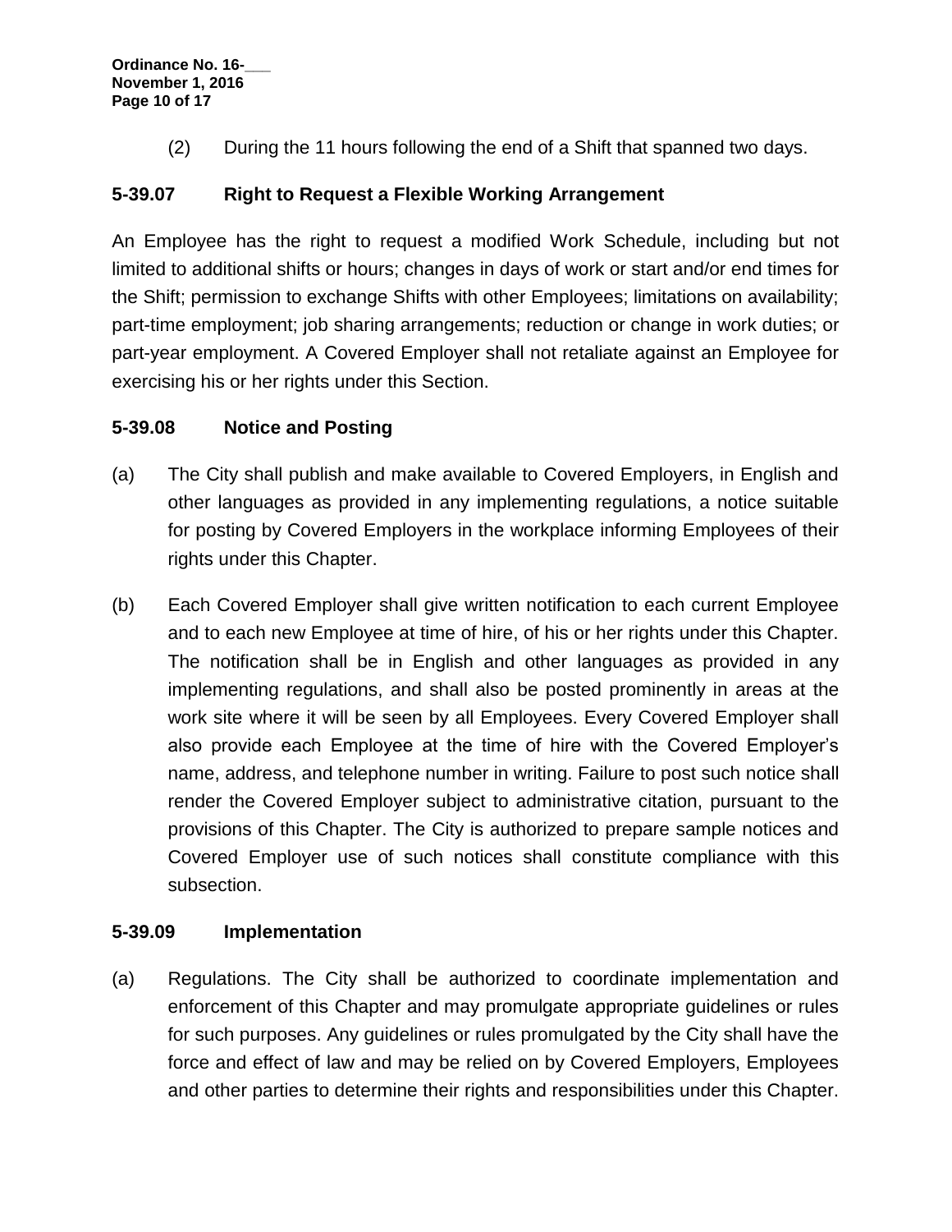(2) During the 11 hours following the end of a Shift that spanned two days.

### 5-39.07 Right to Request a Flexible Working Arrangement

An Employee has the right to request a modified Work Schedule, including but not limited to additional shifts or hours; changes in days of work or start and/or end times for the Shift; permission to exchange Shifts with other Employees; limitations on availability; part-time employment; job sharing arrangements; reduction or change in work duties; or part-year employment. A Covered Employer shall not retaliate against an Employee for exercising his or her rights under this Section.

### 5-39.08 Notice and Posting

(a) The City shall publish and make available to Covered Employers, in English and other languages as provided in any implementing regulations, a notice suitable for posting by Covered Employers in the workplace informing Employees of their rights under this Chapter.

(b) Each Covered Employer shall give written notification to each current Employee and to each new Employee at time of hire, of his or her rights under this Chapter. The notification shall be in English and other languages as provided in any implementing regulations, and shall also be posted prominently in areas at the work site where it will be seen by all Employees. Every Covered Employer shall also provide each Employee at the time of hire with the Covered Employer's name, address, and telephone number in writing. Failure to post such notice shall render the Covered Employer subject to administrative citation, pursuant to the provisions of this Chapter. The City is authorized to prepare sample notices and Covered Employer use of such notices shall constitute compliance with this subsection.

### 5-39.09 Implementation

(a) Regulations. The City shall be authorized to coordinate implementation and enforcement of this Chapter and may promulgate appropriate guidelines or rules for such purposes. Any guidelines or rules promulgated by the City shall have the force and effect of law and may be relied on by Covered Employers, Employees and other parties to determine their rights and responsibilities under this Chapter.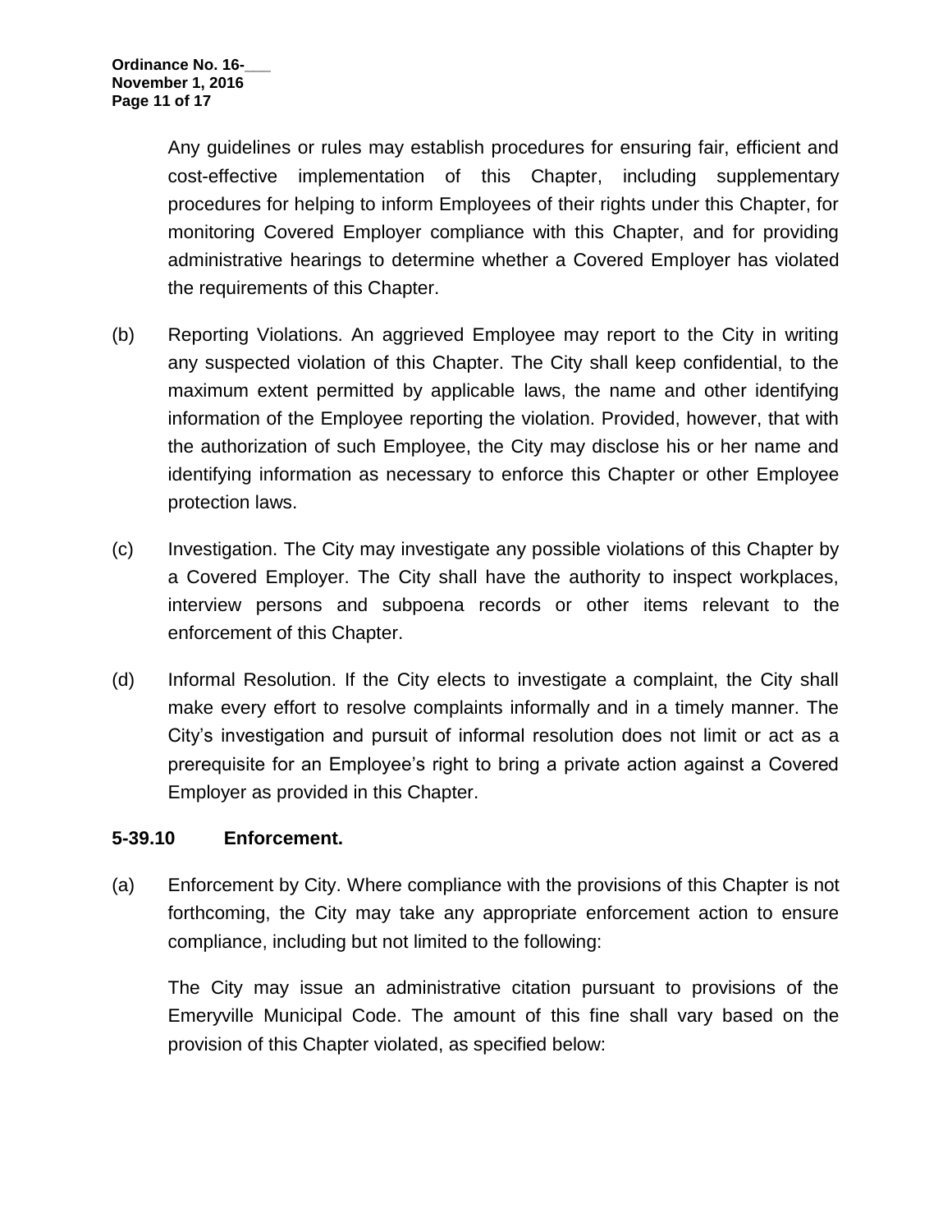Any guidelines or rules may establish procedures for ensuring fair, efficient and cost-effective implementation of this Chapter, including supplementary procedures for helping to inform Employees of their rights under this Chapter, for monitoring Covered Employer compliance with this Chapter, and for providing administrative hearings to determine whether a Covered Employer has violated the requirements of this Chapter.

(b) Reporting Violations. An aggrieved Employee may report to the City in writing any suspected violation of this Chapter. The City shall keep confidential, to the maximum extent permitted by applicable laws, the name and other identifying information of the Employee reporting the violation. Provided, however, that with the authorization of such Employee, the City may disclose his or her name and identifying information as necessary to enforce this Chapter or other Employee protection laws.

(c) Investigation. The City may investigate any possible violations of this Chapter by a Covered Employer. The City shall have the authority to inspect workplaces, interview persons and subpoena records or other items relevant to the enforcement of this Chapter.

(d) Informal Resolution. If the City elects to investigate a complaint, the City shall make every effort to resolve complaints informally and in a timely manner. The City's investigation and pursuit of informal resolution does not limit or act as a prerequisite for an Employee's right to bring a private action against a Covered Employer as provided in this Chapter.

### 5-39.10 Enforcement.

(a) Enforcement by City. Where compliance with the provisions of this Chapter is not forthcoming, the City may take any appropriate enforcement action to ensure compliance, including but not limited to the following:

The City may issue an administrative citation pursuant to provisions of the Emeryville Municipal Code. The amount of this fine shall vary based on the provision of this Chapter violated, as specified below: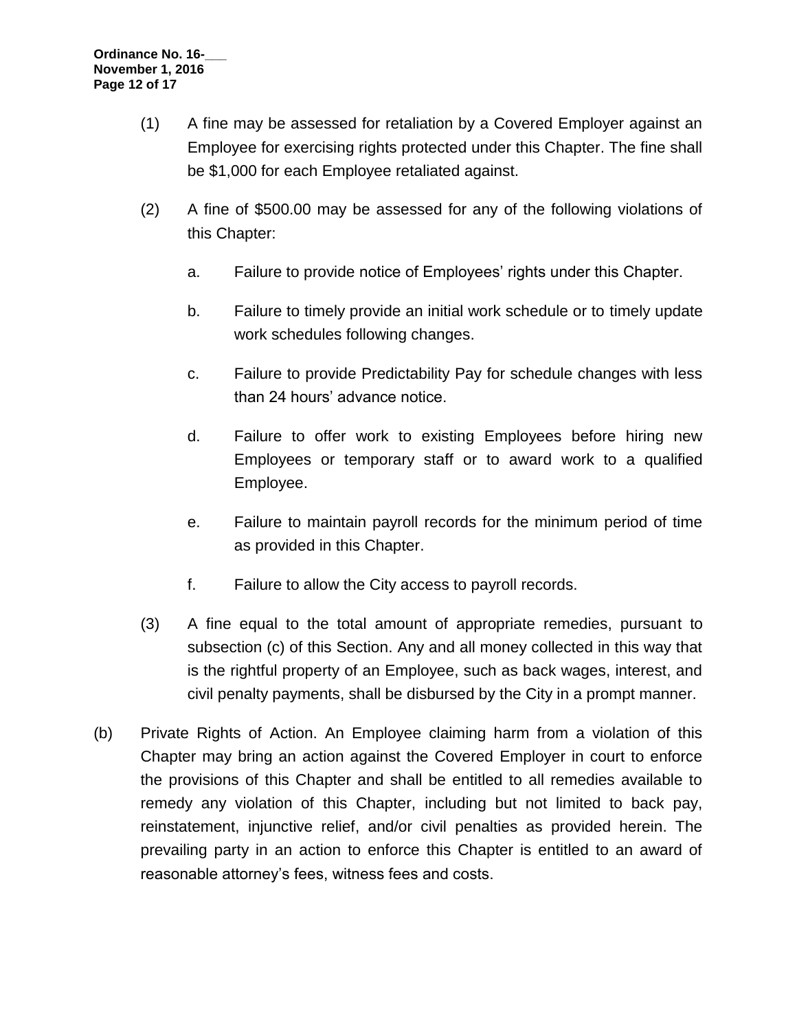(1) A fine may be assessed for retaliation by a Covered Employer against an Employee for exercising rights protected under this Chapter. The fine shall be $1,000 for each Employee retaliated against.

(2) A fine of $500.00 may be assessed for any of the following violations of this Chapter:

a. Failure to provide notice of Employees' rights under this Chapter.

b. Failure to timely provide an initial work schedule or to timely update work schedules following changes.

c. Failure to provide Predictability Pay for schedule changes with less than 24 hours' advance notice.

d. Failure to offer work to existing Employees before hiring new Employees or temporary staff or to award work to a qualified Employee.

e. Failure to maintain payroll records for the minimum period of time as provided in this Chapter.

f. Failure to allow the City access to payroll records.

(3) A fine equal to the total amount of appropriate remedies, pursuant to subsection (c) of this Section. Any and all money collected in this way that is the rightful property of an Employee, such as back wages, interest, and civil penalty payments, shall be disbursed by the City in a prompt manner.

(b) Private Rights of Action. An Employee claiming harm from a violation of this Chapter may bring an action against the Covered Employer in court to enforce the provisions of this Chapter and shall be entitled to all remedies available to remedy any violation of this Chapter, including but not limited to back pay, reinstatement, injunctive relief, and/or civil penalties as provided herein. The prevailing party in an action to enforce this Chapter is entitled to an award of reasonable attorney's fees, witness fees and costs.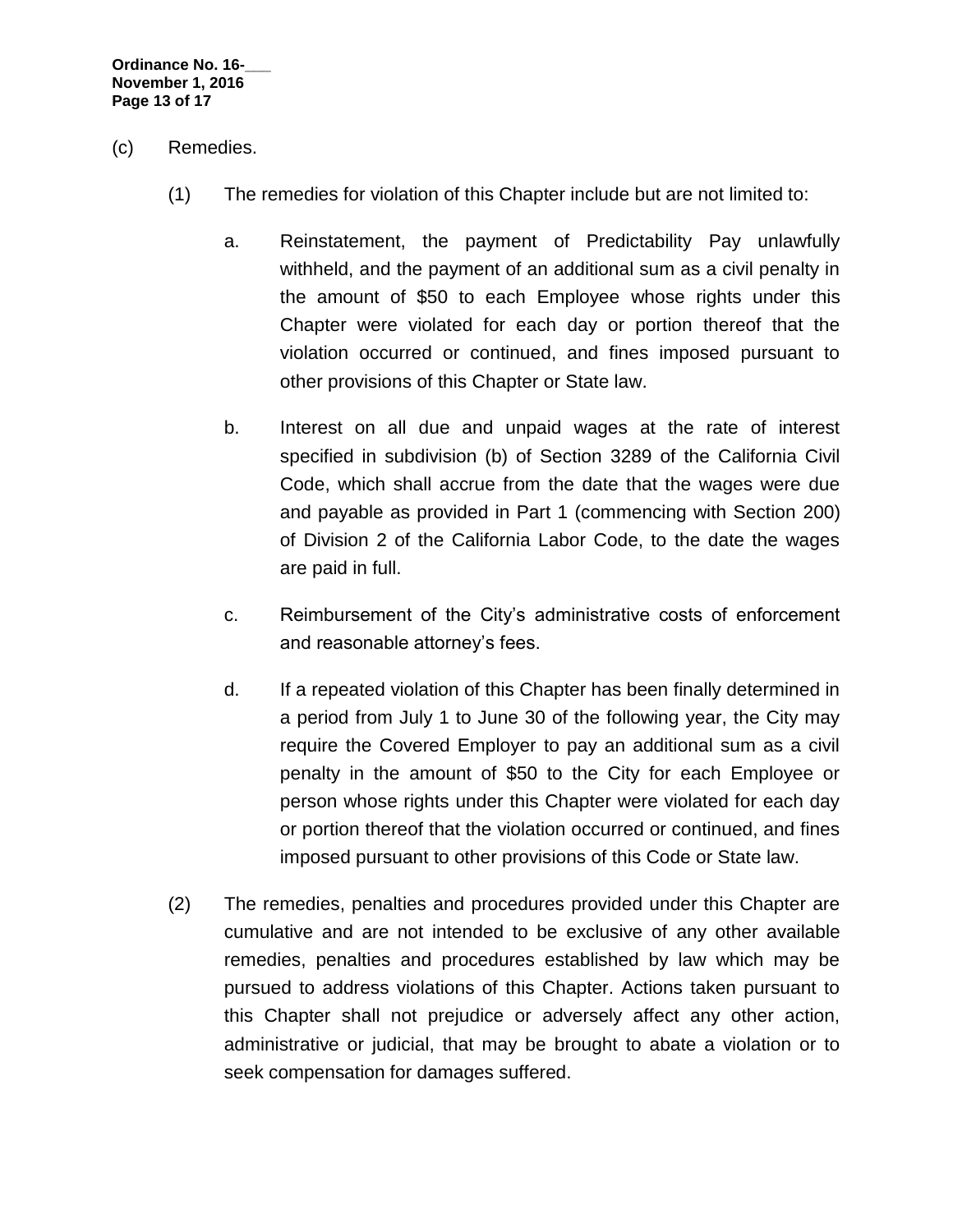(c) Remedies.

(1) The remedies for violation of this Chapter include but are not limited to:

a. Reinstatement, the payment of Predictability Pay unlawfully withheld, and the payment of an additional sum as a civil penalty in the amount of $50 to each Employee whose rights under this Chapter were violated for each day or portion thereof that the violation occurred or continued, and fines imposed pursuant to other provisions of this Chapter or State law.

b. Interest on all due and unpaid wages at the rate of interest specified in subdivision (b) of Section 3289 of the California Civil Code, which shall accrue from the date that the wages were due and payable as provided in Part 1 (commencing with Section 200) of Division 2 of the California Labor Code, to the date the wages are paid in full.

c. Reimbursement of the City's administrative costs of enforcement and reasonable attorney's fees.

d. If a repeated violation of this Chapter has been finally determined in a period from July 1 to June 30 of the following year, the City may require the Covered Employer to pay an additional sum as a civil penalty in the amount of $50 to the City for each Employee or person whose rights under this Chapter were violated for each day or portion thereof that the violation occurred or continued, and fines imposed pursuant to other provisions of this Code or State law.

(2) The remedies, penalties and procedures provided under this Chapter are cumulative and are not intended to be exclusive of any other available remedies, penalties and procedures established by law which may be pursued to address violations of this Chapter. Actions taken pursuant to this Chapter shall not prejudice or adversely affect any other action, administrative or judicial, that may be brought to abate a violation or to seek compensation for damages suffered.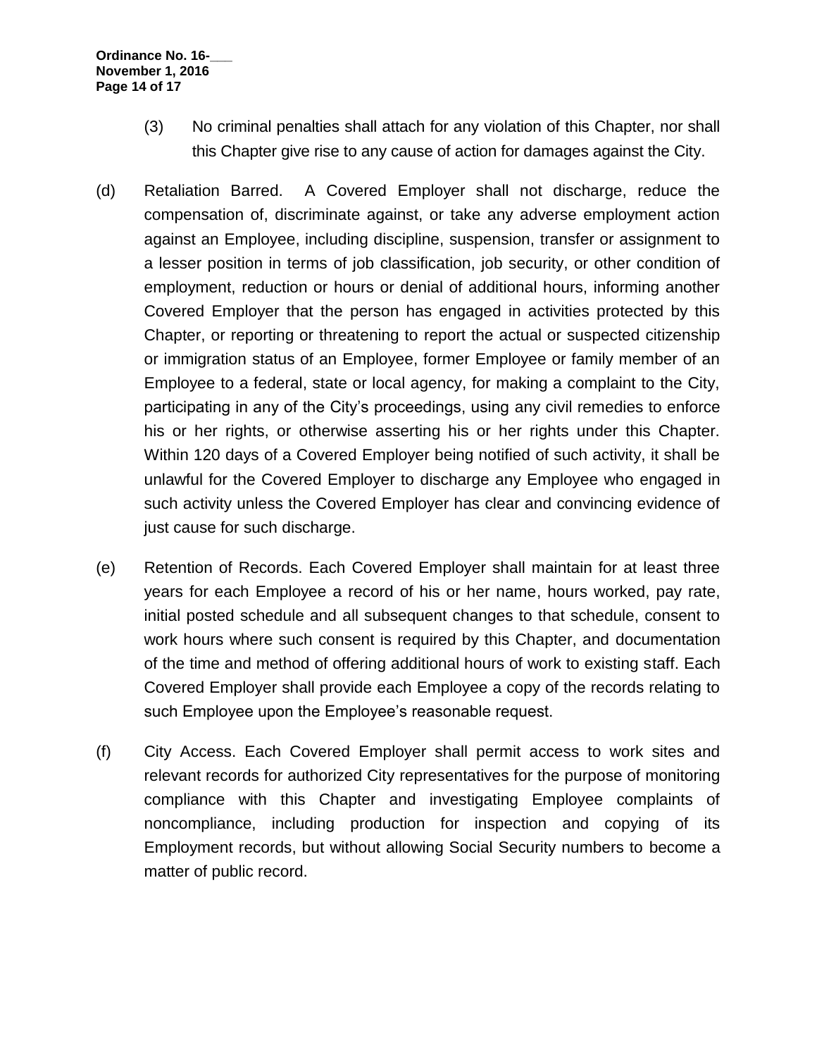(3) No criminal penalties shall attach for any violation of this Chapter, nor shall this Chapter give rise to any cause of action for damages against the City.

(d) Retaliation Barred. A Covered Employer shall not discharge, reduce the compensation of, discriminate against, or take any adverse employment action against an Employee, including discipline, suspension, transfer or assignment to a lesser position in terms of job classification, job security, or other condition of employment, reduction or hours or denial of additional hours, informing another Covered Employer that the person has engaged in activities protected by this Chapter, or reporting or threatening to report the actual or suspected citizenship or immigration status of an Employee, former Employee or family member of an Employee to a federal, state or local agency, for making a complaint to the City, participating in any of the City's proceedings, using any civil remedies to enforce his or her rights, or otherwise asserting his or her rights under this Chapter. Within 120 days of a Covered Employer being notified of such activity, it shall be unlawful for the Covered Employer to discharge any Employee who engaged in such activity unless the Covered Employer has clear and convincing evidence of just cause for such discharge.

(e) Retention of Records. Each Covered Employer shall maintain for at least three years for each Employee a record of his or her name, hours worked, pay rate, initial posted schedule and all subsequent changes to that schedule, consent to work hours where such consent is required by this Chapter, and documentation of the time and method of offering additional hours of work to existing staff. Each Covered Employer shall provide each Employee a copy of the records relating to such Employee upon the Employee's reasonable request.

(f) City Access. Each Covered Employer shall permit access to work sites and relevant records for authorized City representatives for the purpose of monitoring compliance with this Chapter and investigating Employee complaints of noncompliance, including production for inspection and copying of its Employment records, but without allowing Social Security numbers to become a matter of public record.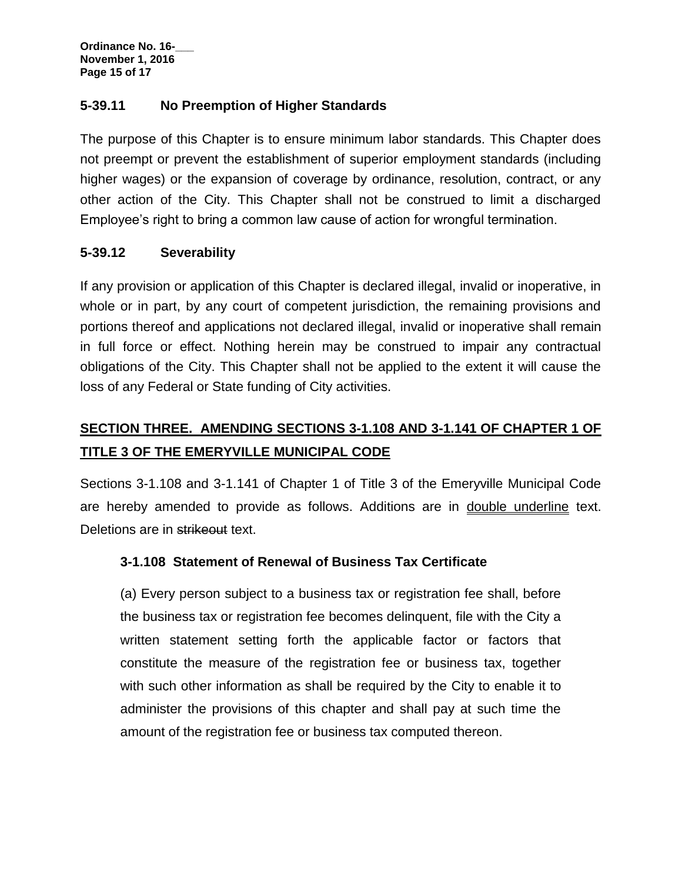### 5-39.11 No Preemption of Higher Standards

The purpose of this Chapter is to ensure minimum labor standards. This Chapter does not preempt or prevent the establishment of superior employment standards (including higher wages) or the expansion of coverage by ordinance, resolution, contract, or any other action of the City. This Chapter shall not be construed to limit a discharged Employee's right to bring a common law cause of action for wrongful termination.

### 5-39.12 Severability

If any provision or application of this Chapter is declared illegal, invalid or inoperative, in whole or in part, by any court of competent jurisdiction, the remaining provisions and portions thereof and applications not declared illegal, invalid or inoperative shall remain in full force or effect. Nothing herein may be construed to impair any contractual obligations of the City. This Chapter shall not be applied to the extent it will cause the loss of any Federal or State funding of City activities.

## <u>SECTION THREE. AMENDING SECTIONS 3-1.108 AND 3-1.141 OF CHAPTER 1 OF TITLE 3 OF THE EMERYVILLE MUNICIPAL CODE</u>

Sections 3-1.108 and 3-1.141 of Chapter 1 of Title 3 of the Emeryville Municipal Code are hereby amended to provide as follows. Additions are in <u>double underline</u> text. Deletions are in ~~strikeout~~ text.

### 3-1.108 Statement of Renewal of Business Tax Certificate

(a) Every person subject to a business tax or registration fee shall, before the business tax or registration fee becomes delinquent, file with the City a written statement setting forth the applicable factor or factors that constitute the measure of the registration fee or business tax, together with such other information as shall be required by the City to enable it to administer the provisions of this chapter and shall pay at such time the amount of the registration fee or business tax computed thereon.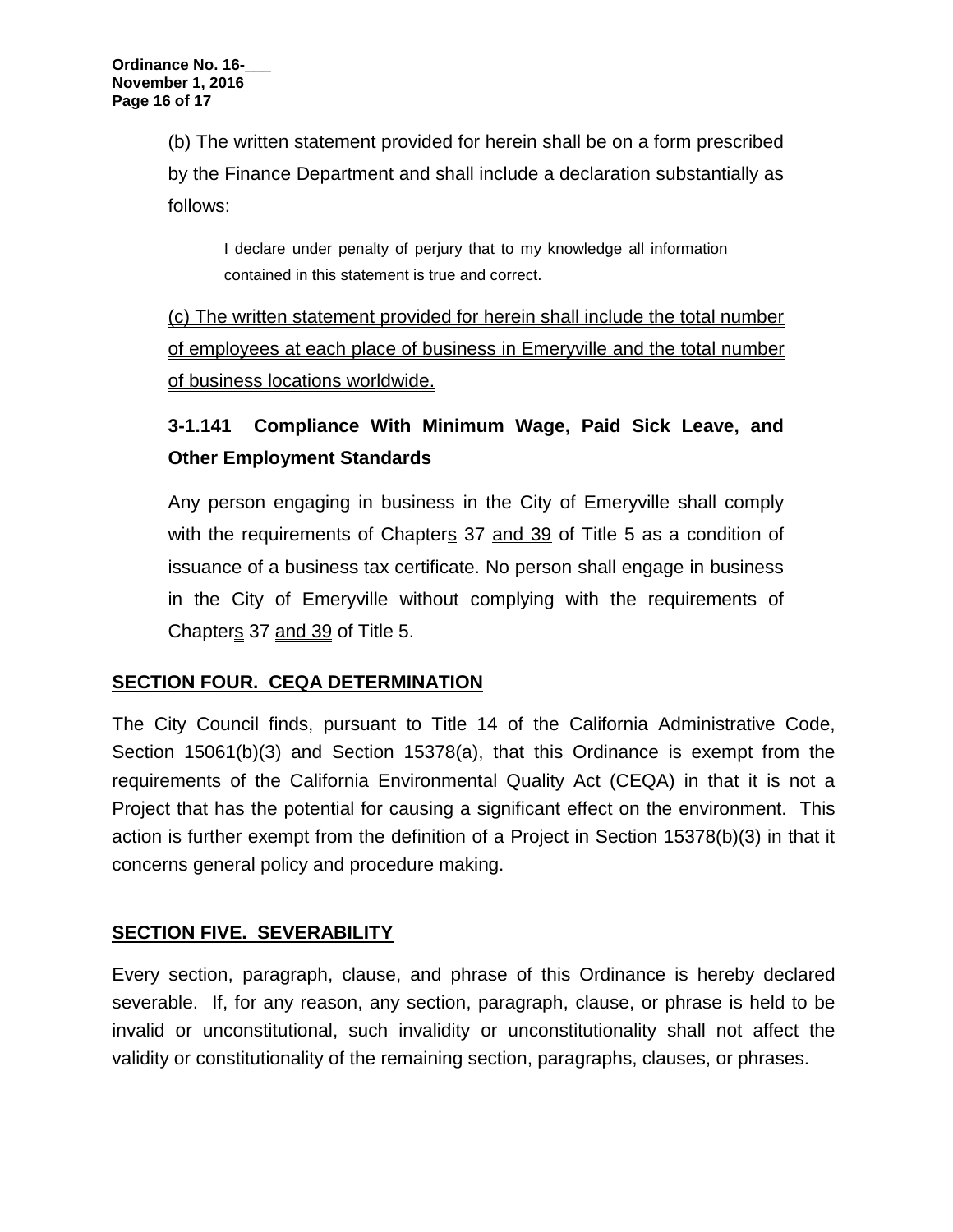(b) The written statement provided for herein shall be on a form prescribed by the Finance Department and shall include a declaration substantially as follows:

> I declare under penalty of perjury that to my knowledge all information contained in this statement is true and correct.

(c) The written statement provided for herein shall include the total number of employees at each place of business in Emeryville and the total number of business locations worldwide.

**3-1.141 Compliance With Minimum Wage, Paid Sick Leave, and Other Employment Standards**

Any person engaging in business in the City of Emeryville shall comply with the requirements of Chapters 37 and 39 of Title 5 as a condition of issuance of a business tax certificate. No person shall engage in business in the City of Emeryville without complying with the requirements of Chapters 37 and 39 of Title 5.

## SECTION FOUR. CEQA DETERMINATION

The City Council finds, pursuant to Title 14 of the California Administrative Code, Section 15061(b)(3) and Section 15378(a), that this Ordinance is exempt from the requirements of the California Environmental Quality Act (CEQA) in that it is not a Project that has the potential for causing a significant effect on the environment. This action is further exempt from the definition of a Project in Section 15378(b)(3) in that it concerns general policy and procedure making.

## SECTION FIVE. SEVERABILITY

Every section, paragraph, clause, and phrase of this Ordinance is hereby declared severable. If, for any reason, any section, paragraph, clause, or phrase is held to be invalid or unconstitutional, such invalidity or unconstitutionality shall not affect the validity or constitutionality of the remaining section, paragraphs, clauses, or phrases.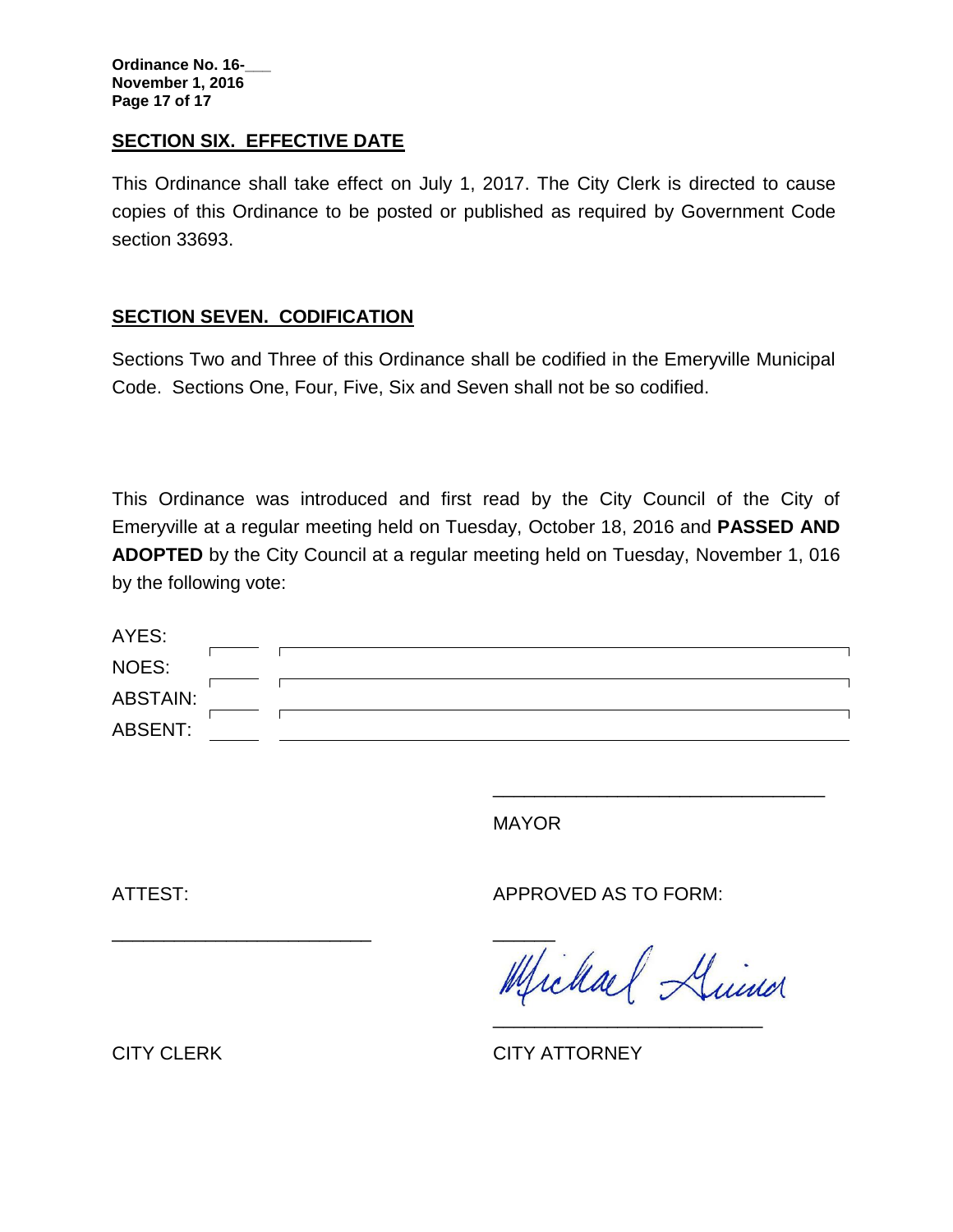## SECTION SIX. EFFECTIVE DATE

This Ordinance shall take effect on July 1, 2017. The City Clerk is directed to cause copies of this Ordinance to be posted or published as required by Government Code section 33693.

## SECTION SEVEN. CODIFICATION

Sections Two and Three of this Ordinance shall be codified in the Emeryville Municipal Code. Sections One, Four, Five, Six and Seven shall not be so codified.

This Ordinance was introduced and first read by the City Council of the City of Emeryville at a regular meeting held on Tuesday, October 18, 2016 and **PASSED AND ADOPTED** by the City Council at a regular meeting held on Tuesday, November 1, 016 by the following vote:

| | | |
|---|---|---|
| AYES: | | |
| NOES: | | |
| ABSTAIN: | | |
| ABSENT: | | |

_______________________________

MAYOR

ATTEST: APPROVED AS TO FORM:

_______________________ _____

Michael Guina

_________________________

CITY CLERK CITY ATTORNEY